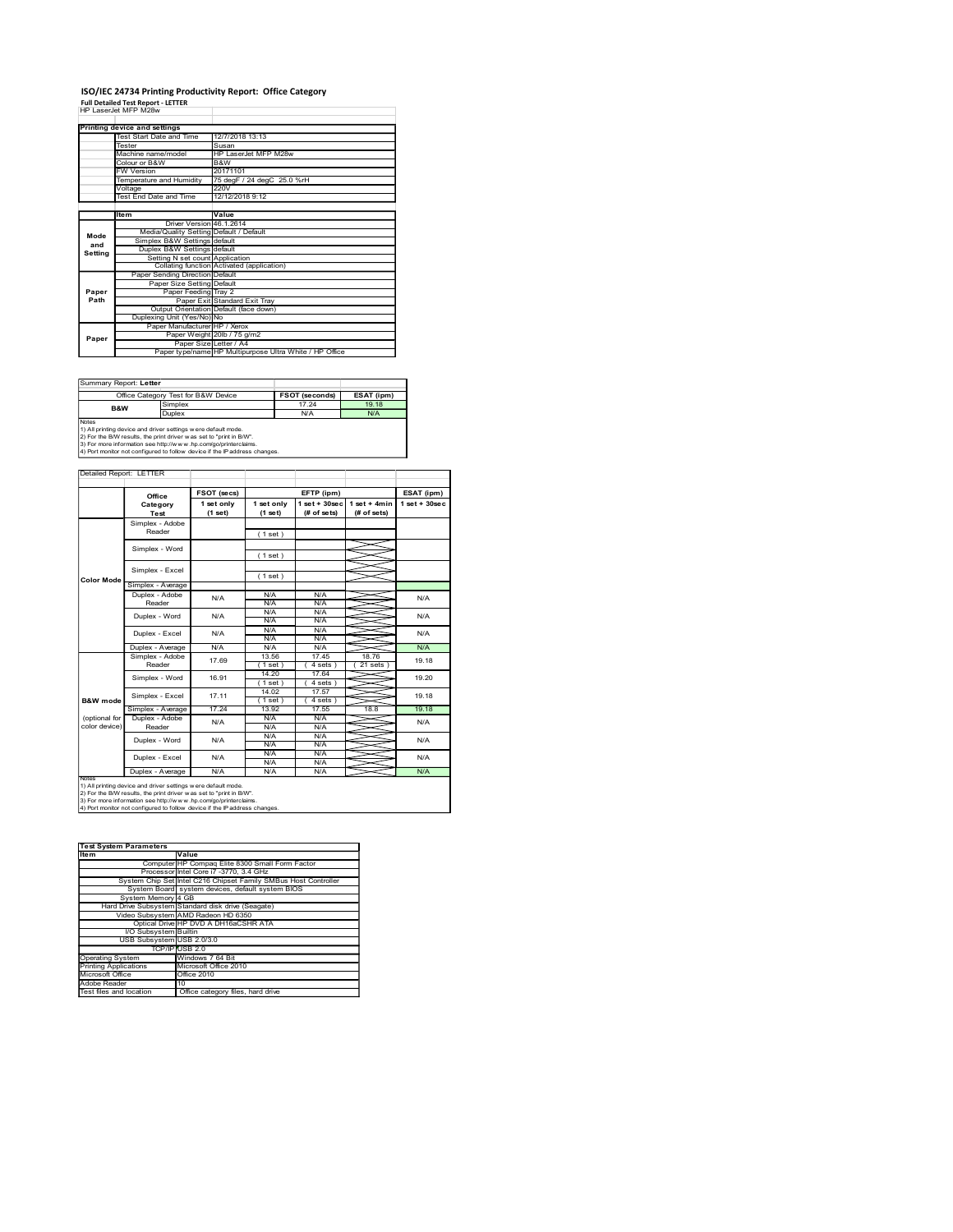# ISO/IEC 24734 Printing Productivity Report: Office Category

**Full Detailed Test Report - LETTER**

HP LaserJet MFP M28w

| Printing device and settings | |
|---|---|
| Test Start Date and Time | 12/7/2018 13:13 |
| Tester | Susan |
| Machine name/model | HP LaserJet MFP M28w |
| Colour or B&W | B&W |
| FW Version | 20171101 |
| Temperature and Humidity | 75 degF / 24 degC 25.0 %rH |
| Voltage | 220V |
| Test End Date and Time | 12/12/2018 9:12 |

| | Item | Value |
|---|---|---|
| Mode and Setting | Driver Version | 46.1.2614 |
| | Media/Quality Setting | Default / Default |
| | Simplex B&W Settings | default |
| | Duplex B&W Settings | default |
| | Setting N set count | Application |
| | Collating function | Activated (application) |
| Paper Path | Paper Sending Direction | Default |
| | Paper Size Setting | Default |
| | Paper Feeding | Tray 2 |
| | Paper Exit | Standard Exit Tray |
| | Output Orientation | Default (face down) |
| | Duplexing Unit (Yes/No) | No |
| Paper | Paper Manufacturer | HP / Xerox |
| | Paper Weight | 20lb / 75 g/m2 |
| | Paper Size | Letter / A4 |
| | Paper type/name | HP Multipurpose Ultra White / HP Office |

Summary Report: **Letter**

| Office Category Test for B&W Device | | FSOT (seconds) | ESAT (ipm) |
|---|---|---|---|
| B&W | Simplex | 17.24 | 19.18 |
| | Duplex | N/A | N/A |

Notes
1) All printing device and driver settings were default mode.
2) For the B/W results, the print driver was set to "print in B/W".
3) For more information see http://www.hp.com/go/printerclaims.
4) Port monitor not configured to follow device if the IP address changes.

Detailed Report: LETTER

| | Office Category Test | FSOT (secs) 1 set only (1 set) | EFTP (ipm) 1 set only (1 set) | EFTP (ipm) 1 set + 30sec (# of sets) | EFTP (ipm) 1 set + 4min (# of sets) | ESAT (ipm) 1 set + 30sec |
|---|---|---|---|---|---|---|
| Color Mode | Simplex - Adobe Reader | | (1 set) | | | |
| | Simplex - Word | | (1 set) | | | |
| | Simplex - Excel | | (1 set) | | | |
| | Simplex - Average | | | | | |
| | Duplex - Adobe Reader | N/A | N/A N/A | N/A N/A | | N/A |
| | Duplex - Word | N/A | N/A N/A | N/A N/A | | N/A |
| | Duplex - Excel | N/A | N/A N/A | N/A N/A | | N/A |
| | Duplex - Average | N/A | N/A | N/A | | N/A |
| B&W mode (optional for color device) | Simplex - Adobe Reader | 17.69 | 13.56 (1 set) | 17.45 (4 sets) | 18.76 (21 sets) | 19.18 |
| | Simplex - Word | 16.91 | 14.20 (1 set) | 17.64 (4 sets) | | 19.20 |
| | Simplex - Excel | 17.11 | 14.02 (1 set) | 17.57 (4 sets) | | 19.18 |
| | Simplex - Average | 17.24 | 13.92 | 17.55 | 18.8 | 19.18 |
| | Duplex - Adobe Reader | N/A | N/A N/A | N/A N/A | | N/A |
| | Duplex - Word | N/A | N/A N/A | N/A N/A | | N/A |
| | Duplex - Excel | N/A | N/A N/A | N/A N/A | | N/A |
| | Duplex - Average | N/A | N/A | N/A | | N/A |

Notes
1) All printing device and driver settings were default mode.
2) For the B/W results, the print driver was set to "print in B/W".
3) For more information see http://www.hp.com/go/printerclaims.
4) Port monitor not configured to follow device if the IP address changes.

| Test System Parameters | |
|---|---|
| **Item** | **Value** |
| Computer | HP Compaq Elite 8300 Small Form Factor |
| Processor | Intel Core i7 -3770, 3.4 GHz |
| System Chip Set | Intel C216 Chipset Family SMBus Host Controller |
| System Board | system devices, default system BIOS |
| System Memory | 4 GB |
| Hard Drive Subsystem | Standard disk drive (Seagate) |
| Video Subsystem | AMD Radeon HD 6350 |
| Optical Drive | HP DVD A DH16aCSHR ATA |
| I/O Subsystem | Builtin |
| USB Subsystem | USB 2.0/3.0 |
| TCP/IP | USB 2.0 |
| Operating System | Windows 7 64 Bit |
| Printing Applications | Microsoft Office 2010 |
| Microsoft Office | Office 2010 |
| Adobe Reader | 10 |
| Test files and location | Office category files, hard drive |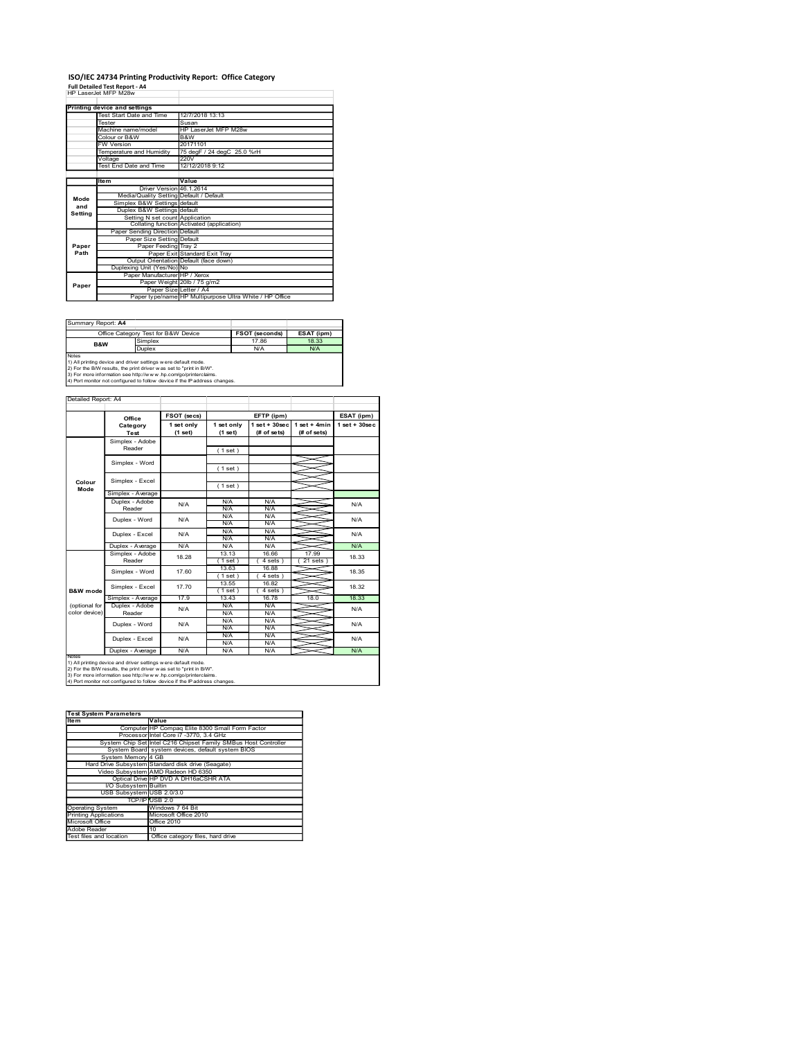# ISO/IEC 24734 Printing Productivity Report: Office Category

**Full Detailed Test Report - A4**

HP LaserJet MFP M28w

| Printing device and settings | |
|---|---|
| Test Start Date and Time | 12/7/2018 13:13 |
| Tester | Susan |
| Machine name/model | HP LaserJet MFP M28w |
| Colour or B&W | B&W |
| FW Version | 20171101 |
| Temperature and Humidity | 75 degF / 24 degC 25.0 %rH |
| Voltage | 220V |
| Test End Date and Time | 12/12/2018 9:12 |

| | Item | Value |
|---|---|---|
| Mode and Setting | Driver Version | 46.1.2614 |
| | Media/Quality Setting | Default / Default |
| | Simplex B&W Settings | default |
| | Duplex B&W Settings | default |
| | Setting N set count | Application |
| | Collating function | Activated (application) |
| Paper Path | Paper Sending Direction | Default |
| | Paper Size Setting | Default |
| | Paper Feeding | Tray 2 |
| | Paper Exit | Standard Exit Tray |
| | Output Orientation | Default (face down) |
| | Duplexing Unit (Yes/No) | No |
| Paper | Paper Manufacturer | HP / Xerox |
| | Paper Weight | 20lb / 75 g/m2 |
| | Paper Size | Letter / A4 |
| | Paper type/name | HP Multipurpose Ultra White / HP Office |

Summary Report: **A4**

| Office Category Test for B&W Device | | FSOT (seconds) | ESAT (ipm) |
|---|---|---|---|
| B&W | Simplex | 17.86 | 18.33 |
| | Duplex | N/A | N/A |

Notes
1) All printing device and driver settings were default mode.
2) For the B/W results, the print driver was set to "print in B/W".
3) For more information see http://www.hp.com/go/printerclaims.
4) Port monitor not configured to follow device if the IP address changes.

Detailed Report: A4

| | Office Category Test | FSOT (secs) 1 set only (1 set) | EFTP (ipm) 1 set only (1 set) | EFTP (ipm) 1 set + 30sec (# of sets) | EFTP (ipm) 1 set + 4min (# of sets) | ESAT (ipm) 1 set + 30sec |
|---|---|---|---|---|---|---|
| Colour Mode | Simplex - Adobe Reader | | (1 set) | | | |
| | Simplex - Word | | (1 set) | | | |
| | Simplex - Excel | | (1 set) | | | |
| | Simplex - Average | | | | | |
| | Duplex - Adobe Reader | N/A | N/A N/A | N/A N/A | | N/A |
| | Duplex - Word | N/A | N/A N/A | N/A N/A | | N/A |
| | Duplex - Excel | N/A | N/A N/A | N/A N/A | | N/A |
| | Duplex - Average | N/A | N/A | N/A | | N/A |
| B&W mode (optional for color device) | Simplex - Adobe Reader | 18.28 | 13.13 (1 set) | 16.66 (4 sets) | 17.99 (21 sets) | 18.33 |
| | Simplex - Word | 17.60 | 13.63 (1 set) | 16.88 (4 sets) | | 18.35 |
| | Simplex - Excel | 17.70 | 13.55 (1 set) | 16.82 (4 sets) | | 18.32 |
| | Simplex - Average | 17.9 | 13.43 | 16.78 | 18.0 | 18.33 |
| | Duplex - Adobe Reader | N/A | N/A N/A | N/A N/A | | N/A |
| | Duplex - Word | N/A | N/A N/A | N/A N/A | | N/A |
| | Duplex - Excel | N/A | N/A N/A | N/A N/A | | N/A |
| | Duplex - Average | N/A | N/A | N/A | | N/A |

Notes
1) All printing device and driver settings were default mode.
2) For the B/W results, the print driver was set to "print in B/W".
3) For more information see http://www.hp.com/go/printerclaims.
4) Port monitor not configured to follow device if the IP address changes.

| Test System Parameters | |
|---|---|
| **Item** | **Value** |
| Computer | HP Compaq Elite 8300 Small Form Factor |
| Processor | Intel Core i7 -3770, 3.4 GHz |
| System Chip Set | Intel C216 Chipset Family SMBus Host Controller |
| System Board | system devices, default system BIOS |
| System Memory | 4 GB |
| Hard Drive Subsystem | Standard disk drive (Seagate) |
| Video Subsystem | AMD Radeon HD 6350 |
| Optical Drive | HP DVD A DH16aCSHR ATA |
| I/O Subsystem | Builtin |
| USB Subsystem | USB 2.0/3.0 |
| TCP/IP | USB 2.0 |
| Operating System | Windows 7 64 Bit |
| Printing Applications | Microsoft Office 2010 |
| Microsoft Office | Office 2010 |
| Adobe Reader | 10 |
| Test files and location | Office category files, hard drive |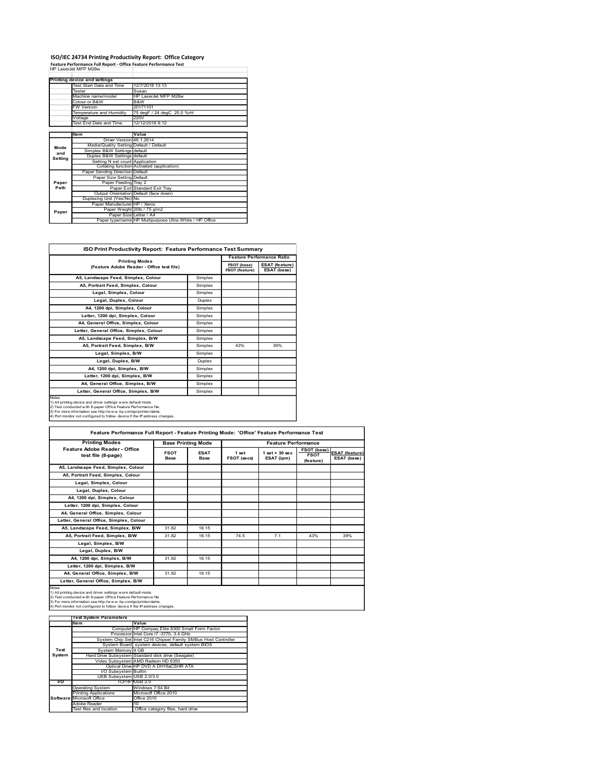# ISO/IEC 24734 Printing Productivity Report: Office Category

**Feature Performance Full Report - Office Feature Performance Test**

HP LaserJet MFP M28w

| Printing device and settings | | |
|---|---|---|
| | Test Start Date and Time | 12/7/2018 13:13 |
| | Tester | Susan |
| | Machine name/model | HP LaserJet MFP M28w |
| | Colour or B&W | B&W |
| | FW Version | 20171101 |
| | Temperature and Humidity | 75 degF / 24 degC 25.0 %rH |
| | Voltage | 220V |
| | Test End Date and Time | 12/12/2018 9:12 |

| | Item | Value |
|---|---|---|
| Mode and Setting | Driver Version | 46.1.2614 |
| | Media/Quality Setting | Default / Default |
| | Simplex B&W Settings | default |
| | Duplex B&W Settings | default |
| | Setting N set count | Application |
| | Collating function | Activated (application) |
| Paper Path | Paper Sending Direction | Default |
| | Paper Size Setting | Default |
| | Paper Feeding | Tray 2 |
| | Paper Exit | Standard Exit Tray |
| | Output Orientation | Default (face down) |
| | Duplexing Unit (Yes/No) | No |
| Paper | Paper Manufacturer | HP / Xerox |
| | Paper Weight | 20lb / 75 g/m2 |
| | Paper Size | Letter / A4 |
| | Paper type/name | HP Multipurpose Ultra White / HP Office |

## ISO Print Productivity Report: Feature Performance Test Summary

| Printing Modes (Feature Adobe Reader - Office test file) | | Feature Performance Ratio FSOT (base) / FSOT (feature) | Feature Performance Ratio ESAT (feature) / ESAT (base) |
|---|---|---|---|
| A5, Landscape Feed, Simplex, Colour | Simplex | | |
| A5, Portrait Feed, Simplex, Colour | Simplex | | |
| Legal, Simplex, Colour | Simplex | | |
| Legal, Duplex, Colour | Duplex | | |
| A4, 1200 dpi, Simplex, Colour | Simplex | | |
| Letter, 1200 dpi, Simplex, Colour | Simplex | | |
| A4, General Office, Simplex, Colour | Simplex | | |
| Letter, General Office, Simplex, Colour | Simplex | | |
| A5, Landscape Feed, Simplex, B/W | Simplex | | |
| A5, Portrait Feed, Simplex, B/W | Simplex | 43% | 39% |
| Legal, Simplex, B/W | Simplex | | |
| Legal, Duplex, B/W | Duplex | | |
| A4, 1200 dpi, Simplex, B/W | Simplex | | |
| Letter, 1200 dpi, Simplex, B/W | Simplex | | |
| A4, General Office, Simplex, B/W | Simplex | | |
| Letter, General Office, Simplex, B/W | Simplex | | |

Notes
1) All printing device and driver settings were default mode.
2) Test conducted with 8-paper Office Feature Performance file.
3) For more information see http://www.hp.com/go/printerclaims.
4) Port monitor not configured to follow device if the IP address changes.

## Feature Performance Full Report - Feature Printing Mode: 'Office' Feature Performance Test

| Printing Modes Feature Adobe Reader - Office test file (8-page) | Base Printing Mode FSOT Base | Base Printing Mode ESAT Base | Feature Performance 1 set FSOT (secs) | Feature Performance 1 set + 30 sec ESAT (ipm) | FSOT (base) / FSOT (feature) | ESAT (feature) / ESAT (base) |
|---|---|---|---|---|---|---|
| A5, Landscape Feed, Simplex, Colour | | | | | | |
| A5, Portrait Feed, Simplex, Colour | | | | | | |
| Legal, Simplex, Colour | | | | | | |
| Legal, Duplex, Colour | | | | | | |
| A4, 1200 dpi, Simplex, Colour | | | | | | |
| Letter, 1200 dpi, Simplex, Colour | | | | | | |
| A4, General Office, Simplex, Colour | | | | | | |
| Letter, General Office, Simplex, Colour | | | | | | |
| A5, Landscape Feed, Simplex, B/W | 31.82 | 18.15 | | | | |
| A5, Portrait Feed, Simplex, B/W | 31.82 | 18.15 | 74.5 | 7.1 | 43% | 39% |
| Legal, Simplex, B/W | | | | | | |
| Legal, Duplex, B/W | | | | | | |
| A4, 1200 dpi, Simplex, B/W | 31.82 | 18.15 | | | | |
| Letter, 1200 dpi, Simplex, B/W | | | | | | |
| A4, General Office, Simplex, B/W | 31.82 | 18.15 | | | | |
| Letter, General Office, Simplex, B/W | | | | | | |

Notes
1) All printing device and driver settings were default mode.
2) Test conducted with 8-paper Office Feature Performance file
3) For more information see http://www.hp.com/go/printerclaims.
4) Port monitor not configured to follow device if the IP address changes.

| Test System Parameters | | |
|---|---|---|
| | Item | Value |
| Test System | Computer | HP Compaq Elite 8300 Small Form Factor |
| | Processor | Intel Core i7 -3770, 3.4 GHz |
| | System Chip Set | Intel C216 Chipset Family SMBus Host Controller |
| | System Board | system devices, default system BIOS |
| | System Memory | 4 GB |
| | Hard Drive Subsystem | Standard disk drive (Seagate) |
| | Video Subsystem | AMD Radeon HD 6350 |
| | Optical Drive | HP DVD A DH16aCSHR ATA |
| | I/O Subsystem | Builtin |
| | USB Subsystem | USB 2.0/3.0 |
| I/O | TCP/IP | USB 2.0 |
| Software | Operating System | Windows 7 64 Bit |
| | Printing Applications | Microsoft Office 2010 |
| | Microsoft Office | Office 2010 |
| | Adobe Reader | 10 |
| | Test files and location | Office category files, hard drive |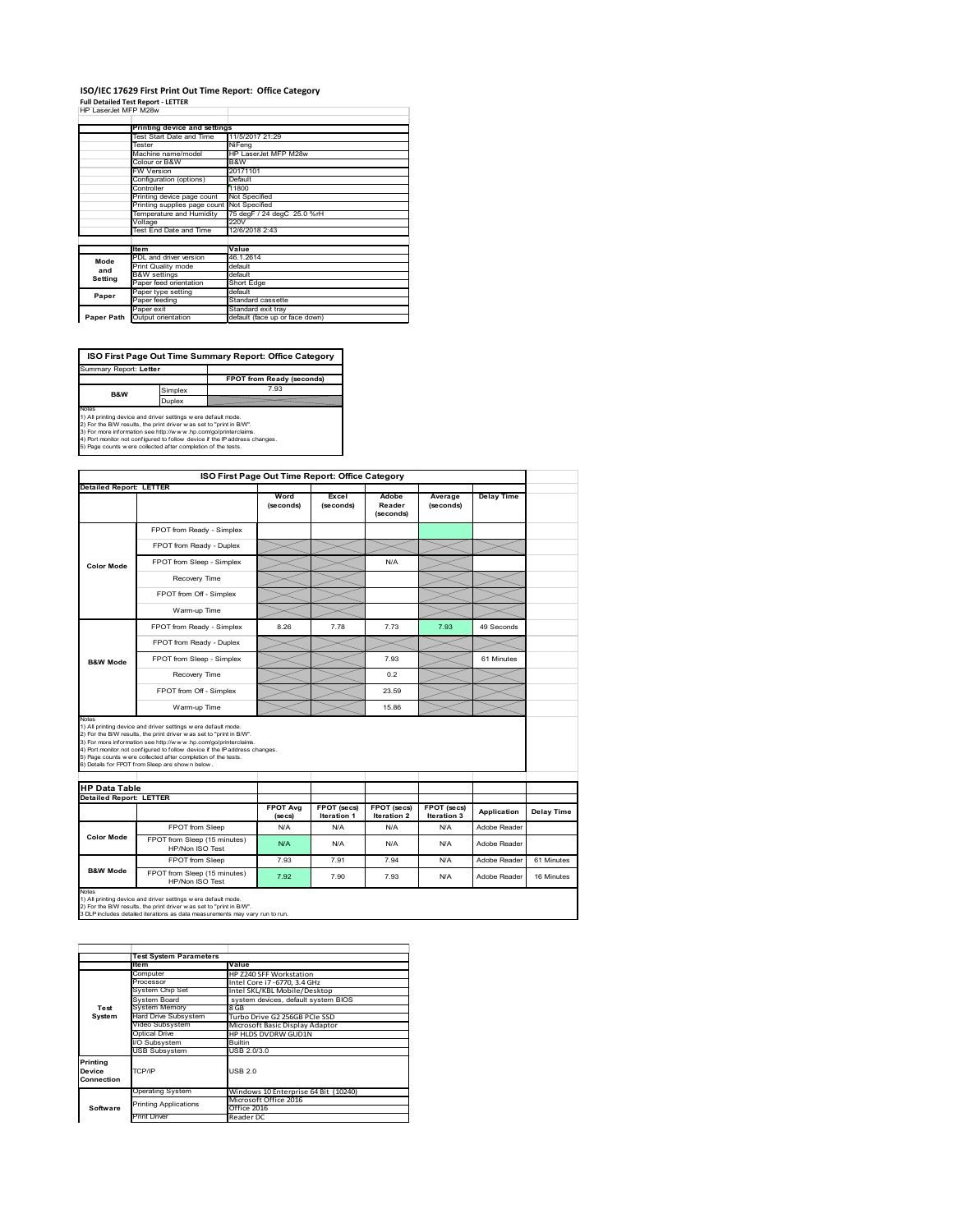# ISO/IEC 17629 First Print Out Time Report: Office Category

**Full Detailed Test Report - LETTER**

HP LaserJet MFP M28w

| | Printing device and settings | |
|---|---|---|
| | Test Start Date and Time | 11/5/2017 21:29 |
| | Tester | NiFeng |
| | Machine name/model | HP LaserJet MFP M28w |
| | Colour or B&W | B&W |
| | FW Version | 20171101 |
| | Configuration (options) | Default |
| | Controller | 11800 |
| | Printing device page count | Not Specified |
| | Printing supplies page count | Not Specified |
| | Temperature and Humidity | 75 degF / 24 degC 25.0 %rH |
| | Voltage | 220V |
| | Test End Date and Time | 12/6/2018 2:43 |

| | Item | Value |
|---|---|---|
| Mode and Setting | PDL and driver version | 46.1.2614 |
| | Print Quality mode | default |
| | B&W settings | default |
| | Paper feed orientation | Short Edge |
| Paper | Paper type setting | default |
| | Paper feeding | Standard cassette |
| | Paper exit | Standard exit tray |
| Paper Path | Output orientation | default (face up or face down) |

**ISO First Page Out Time Summary Report: Office Category**

Summary Report: **Letter**

| | | FPOT from Ready (seconds) |
|---|---|---|
| B&W | Simplex | 7.93 |
| | Duplex | |

Notes
1) All printing device and driver settings were default mode.
2) For the B/W results, the print driver was set to "print in B/W".
3) For more information see http://www.hp.com/go/printerclaims.
4) Port monitor not configured to follow device if the IP address changes.
5) Page counts were collected after completion of the tests.

**ISO First Page Out Time Report: Office Category**

Detailed Report: **LETTER**

| | | Word (seconds) | Excel (seconds) | Adobe Reader (seconds) | Average (seconds) | Delay Time |
|---|---|---|---|---|---|---|
| Color Mode | FPOT from Ready - Simplex | | | | | |
| | FPOT from Ready - Duplex | | | | | |
| | FPOT from Sleep - Simplex | | | N/A | | |
| | Recovery Time | | | | | |
| | FPOT from Off - Simplex | | | | | |
| | Warm-up Time | | | | | |
| B&W Mode | FPOT from Ready - Simplex | 8.26 | 7.78 | 7.73 | 7.93 | 49 Seconds |
| | FPOT from Ready - Duplex | | | | | |
| | FPOT from Sleep - Simplex | | | 7.93 | | 61 Minutes |
| | Recovery Time | | | 0.2 | | |
| | FPOT from Off - Simplex | | | 23.59 | | |
| | Warm-up Time | | | 15.86 | | |

Notes
1) All printing device and driver settings were default mode.
2) For the B/W results, the print driver was set to "print in B/W".
3) For more information see http://www.hp.com/go/printerclaims.
4) Port monitor not configured to follow device if the IP address changes.
5) Page counts were collected after completion of the tests.
6) Details for FPOT from Sleep are shown below.

**HP Data Table**

Detailed Report: **LETTER**

| | | FPOT Avg (secs) | FPOT (secs) Iteration 1 | FPOT (secs) Iteration 2 | FPOT (secs) Iteration 3 | Application | Delay Time |
|---|---|---|---|---|---|---|---|
| Color Mode | FPOT from Sleep | N/A | N/A | N/A | N/A | Adobe Reader | |
| | FPOT from Sleep (15 minutes) HP/Non ISO Test | N/A | N/A | N/A | N/A | Adobe Reader | |
| B&W Mode | FPOT from Sleep | 7.93 | 7.91 | 7.94 | N/A | Adobe Reader | 61 Minutes |
| | FPOT from Sleep (15 minutes) HP/Non ISO Test | 7.92 | 7.90 | 7.93 | N/A | Adobe Reader | 16 Minutes |

Notes
1) All printing device and driver settings were default mode.
2) For the B/W results, the print driver was set to "print in B/W".
3 DLP includes detailed iterations as data measurements may vary run to run.

| | Test System Parameters | |
|---|---|---|
| | Item | Value |
| Test System | Computer | HP Z240 SFF Workstation |
| | Processor | Intel Core i7 -6770, 3.4 GHz |
| | System Chip Set | Intel SKL/KBL Mobile/Desktop |
| | System Board | system devices, default system BIOS |
| | System Memory | 8 GB |
| | Hard Drive Subsystem | Turbo Drive G2 256GB PCIe SSD |
| | Video Subsystem | Microsoft Basic Display Adaptor |
| | Optical Drive | HP HLDS DVDRW GUD1N |
| | I/O Subsystem | Builtin |
| | USB Subsystem | USB 2.0/3.0 |
| Printing Device Connection | TCP/IP | USB 2.0 |
| Software | Operating System | Windows 10 Enterprise 64 Bit (10240) |
| | Printing Applications | Microsoft Office 2016 |
| | | Office 2016 |
| | Print Driver | Reader DC |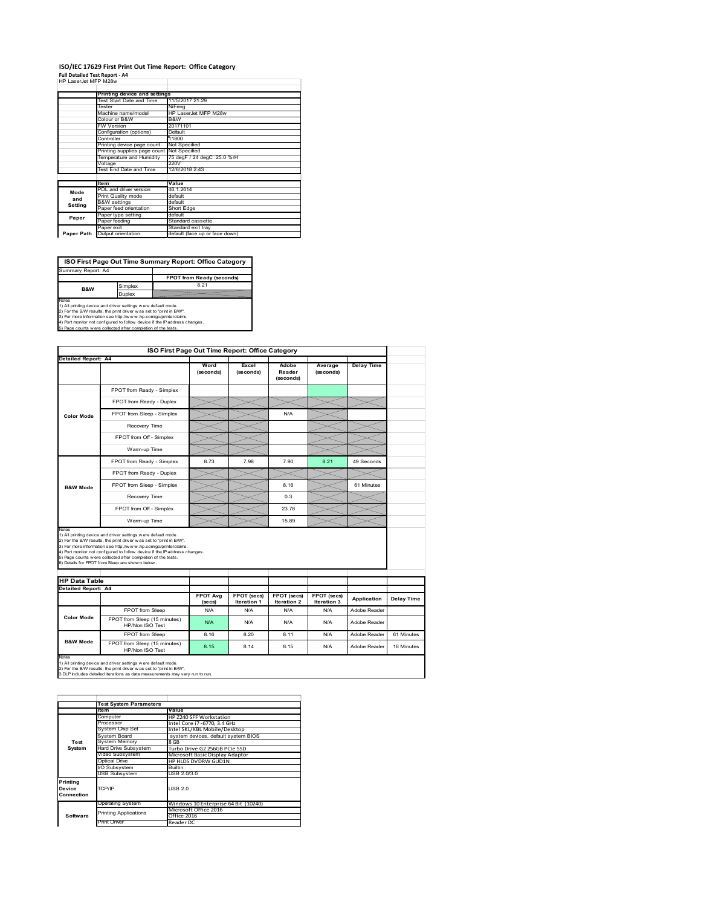# ISO/IEC 17629 First Print Out Time Report: Office Category

**Full Detailed Test Report - A4**

HP LaserJet MFP M28w

| | Printing device and settings | |
|---|---|---|
| | Test Start Date and Time | 11/5/2017 21:29 |
| | Tester | NiFeng |
| | Machine name/model | HP LaserJet MFP M28w |
| | Colour or B&W | B&W |
| | FW Version | 20171101 |
| | Configuration (options) | Default |
| | Controller | 11800 |
| | Printing device page count | Not Specified |
| | Printing supplies page count | Not Specified |
| | Temperature and Humidity | 75 degF / 24 degC 25.0 %rH |
| | Voltage | 220V |
| | Test End Date and Time | 12/6/2018 2:43 |

| | Item | Value |
|---|---|---|
| Mode and Setting | PDL and driver version | 46.1.2614 |
| | Print Quality mode | default |
| | B&W settings | default |
| | Paper feed orientation | Short Edge |
| Paper | Paper type setting | default |
| | Paper feeding | Standard cassette |
| | Paper exit | Standard exit tray |
| Paper Path | Output orientation | default (face up or face down) |

| ISO First Page Out Time Summary Report: Office Category | | |
|---|---|---|
| Summary Report: A4 | | |
| | | FPOT from Ready (seconds) |
| B&W | Simplex | 8.21 |
| | Duplex | |

Notes
1) All printing device and driver settings were default mode.
2) For the B/W results, the print driver was set to "print in B/W".
3) For more information see http://www.hp.com/go/printerclaims.
4) Port monitor not configured to follow device if the IP address changes.
5) Page counts were collected after completion of the tests.

**ISO First Page Out Time Report: Office Category**

| Detailed Report: A4 | | Word (seconds) | Excel (seconds) | Adobe Reader (seconds) | Average (seconds) | Delay Time |
|---|---|---|---|---|---|---|
| Color Mode | FPOT from Ready - Simplex | | | | | |
| | FPOT from Ready - Duplex | | | | | |
| | FPOT from Sleep - Simplex | | | N/A | | |
| | Recovery Time | | | | | |
| | FPOT from Off - Simplex | | | | | |
| | Warm-up Time | | | | | |
| B&W Mode | FPOT from Ready - Simplex | 8.73 | 7.98 | 7.90 | 8.21 | 49 Seconds |
| | FPOT from Ready - Duplex | | | | | |
| | FPOT from Sleep - Simplex | | | 8.16 | | 61 Minutes |
| | Recovery Time | | | 0.3 | | |
| | FPOT from Off - Simplex | | | 23.78 | | |
| | Warm-up Time | | | 15.89 | | |

Notes
1) All printing device and driver settings were default mode.
2) For the B/W results, the print driver was set to "print in B/W".
3) For more information see http://www.hp.com/go/printerclaims.
4) Port monitor not configured to follow device if the IP address changes.
5) Page counts were collected after completion of the tests.
6) Details for FPOT from Sleep are shown below.

**HP Data Table**

| Detailed Report: A4 | | FPOT Avg (secs) | FPOT (secs) Iteration 1 | FPOT (secs) Iteration 2 | FPOT (secs) Iteration 3 | Application | Delay Time |
|---|---|---|---|---|---|---|---|
| Color Mode | FPOT from Sleep | N/A | N/A | N/A | N/A | Adobe Reader | |
| | FPOT from Sleep (15 minutes) HP/Non ISO Test | N/A | N/A | N/A | N/A | Adobe Reader | |
| B&W Mode | FPOT from Sleep | 8.16 | 8.20 | 8.11 | N/A | Adobe Reader | 61 Minutes |
| | FPOT from Sleep (15 minutes) HP/Non ISO Test | 8.15 | 8.14 | 8.15 | N/A | Adobe Reader | 16 Minutes |

Notes
1) All printing device and driver settings were default mode.
2) For the B/W results, the print driver was set to "print in B/W".
3 DLP includes detailed iterations as data measurements may vary run to run.

| | Test System Parameters | |
|---|---|---|
| | Item | Value |
| Test System | Computer | HP Z240 SFF Workstation |
| | Processor | Intel Core i7 -6770, 3.4 GHz |
| | System Chip Set | Intel SKL/KBL Mobile/Desktop |
| | System Board | system devices, default system BIOS |
| | System Memory | 8 GB |
| | Hard Drive Subsystem | Turbo Drive G2 256GB PCIe SSD |
| | Video Subsystem | Microsoft Basic Display Adaptor |
| | Optical Drive | HP HLDS DVDRW GUD1N |
| | I/O Subsystem | Builtin |
| | USB Subsystem | USB 2.0/3.0 |
| Printing Device Connection | TCP/IP | USB 2.0 |
| Software | Operating System | Windows 10 Enterprise 64 Bit (10240) |
| | Printing Applications | Microsoft Office 2016 Office 2016 |
| | Print Driver | Reader DC |